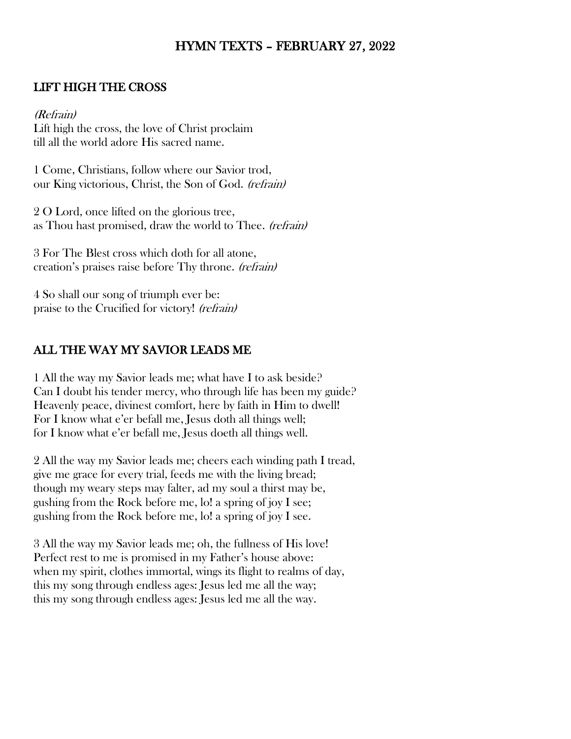# HYMN TEXTS – FEBRUARY 27, 2022

## LIFT HIGH THE CROSS

*(Refrain)*
Lift high the cross, the love of Christ proclaim
till all the world adore His sacred name.

1 Come, Christians, follow where our Savior trod,
our King victorious, Christ, the Son of God. *(refrain)*

2 O Lord, once lifted on the glorious tree,
as Thou hast promised, draw the world to Thee. *(refrain)*

3 For The Blest cross which doth for all atone,
creation's praises raise before Thy throne. *(refrain)*

4 So shall our song of triumph ever be:
praise to the Crucified for victory! *(refrain)*

## ALL THE WAY MY SAVIOR LEADS ME

1 All the way my Savior leads me; what have I to ask beside?
Can I doubt his tender mercy, who through life has been my guide?
Heavenly peace, divinest comfort, here by faith in Him to dwell!
For I know what e'er befall me, Jesus doth all things well;
for I know what e'er befall me, Jesus doeth all things well.

2 All the way my Savior leads me; cheers each winding path I tread,
give me grace for every trial, feeds me with the living bread;
though my weary steps may falter, ad my soul a thirst may be,
gushing from the Rock before me, lo! a spring of joy I see;
gushing from the Rock before me, lo! a spring of joy I see.

3 All the way my Savior leads me; oh, the fullness of His love!
Perfect rest to me is promised in my Father's house above:
when my spirit, clothes immortal, wings its flight to realms of day,
this my song through endless ages: Jesus led me all the way;
this my song through endless ages: Jesus led me all the way.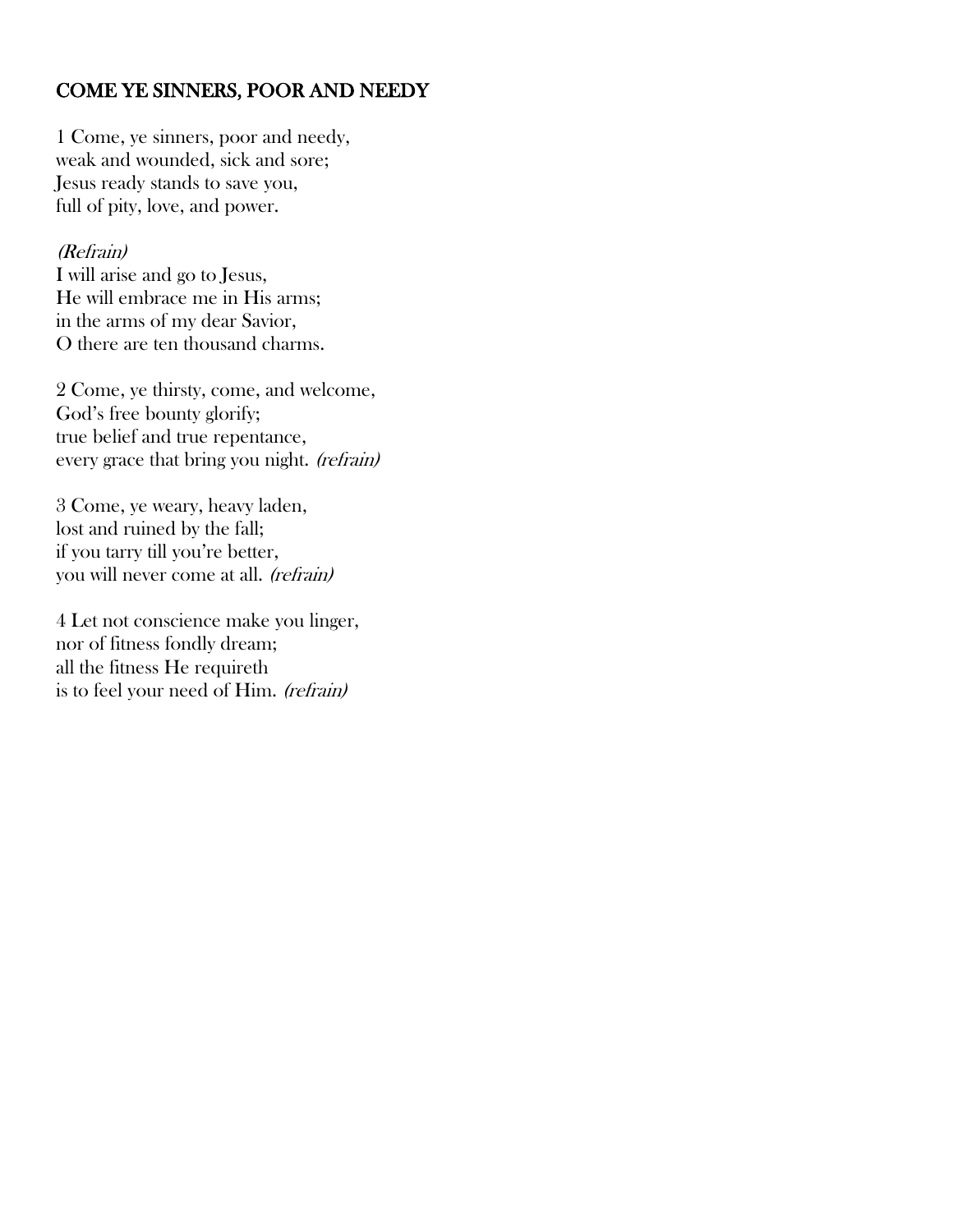## COME YE SINNERS, POOR AND NEEDY

1 Come, ye sinners, poor and needy,
weak and wounded, sick and sore;
Jesus ready stands to save you,
full of pity, love, and power.

*(Refrain)*
I will arise and go to Jesus,
He will embrace me in His arms;
in the arms of my dear Savior,
O there are ten thousand charms.

2 Come, ye thirsty, come, and welcome,
God's free bounty glorify;
true belief and true repentance,
every grace that bring you night. *(refrain)*

3 Come, ye weary, heavy laden,
lost and ruined by the fall;
if you tarry till you're better,
you will never come at all. *(refrain)*

4 Let not conscience make you linger,
nor of fitness fondly dream;
all the fitness He requireth
is to feel your need of Him. *(refrain)*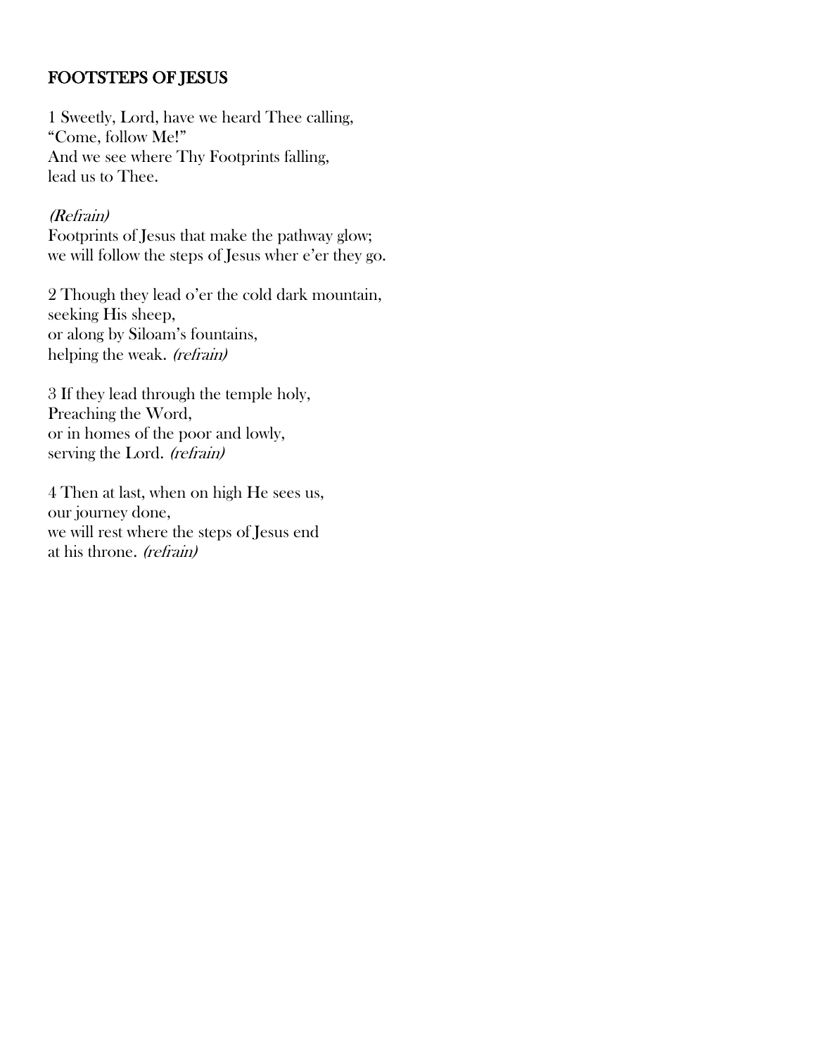## FOOTSTEPS OF JESUS

1 Sweetly, Lord, have we heard Thee calling,
"Come, follow Me!"
And we see where Thy Footprints falling,
lead us to Thee.

*(Refrain)*
Footprints of Jesus that make the pathway glow;
we will follow the steps of Jesus wher e'er they go.

2 Though they lead o'er the cold dark mountain,
seeking His sheep,
or along by Siloam's fountains,
helping the weak. *(refrain)*

3 If they lead through the temple holy,
Preaching the Word,
or in homes of the poor and lowly,
serving the Lord. *(refrain)*

4 Then at last, when on high He sees us,
our journey done,
we will rest where the steps of Jesus end
at his throne. *(refrain)*